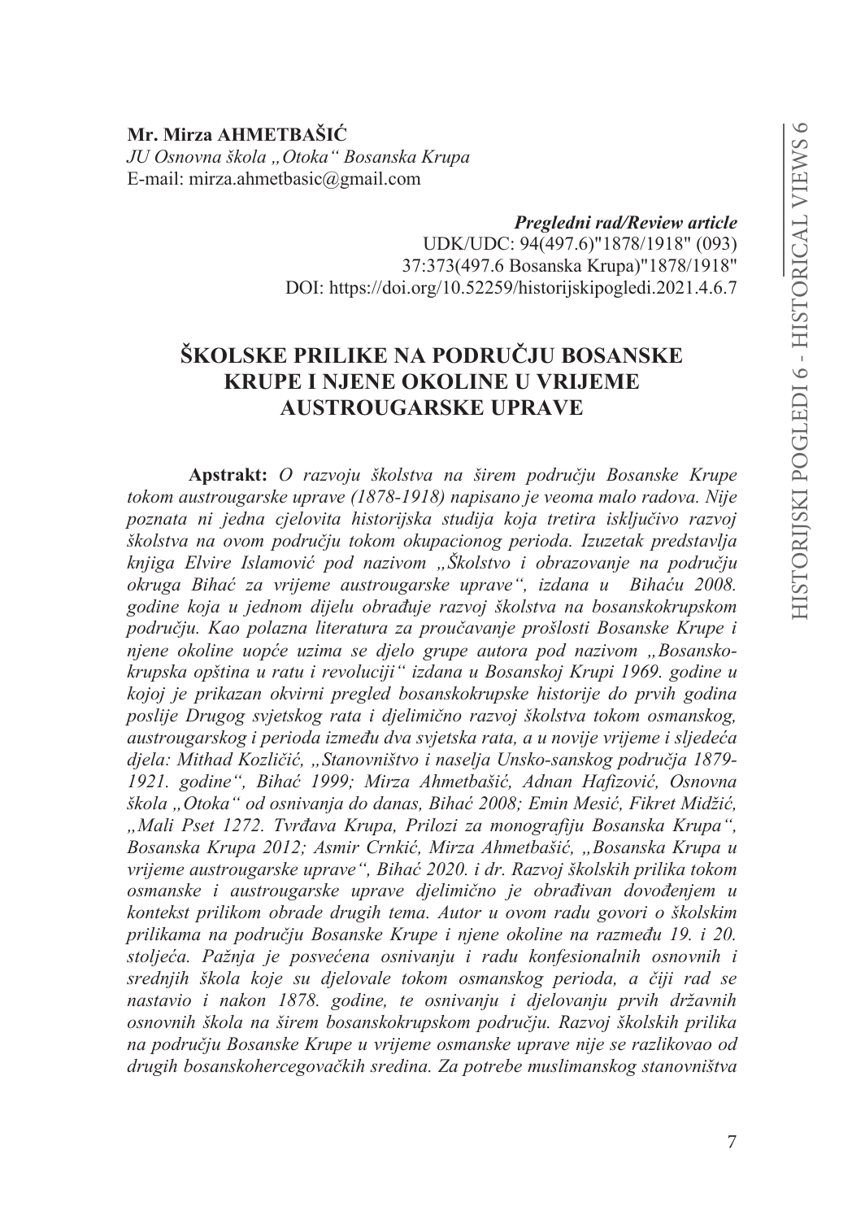**Mr. Mirza AHMETBAŠIĆ**
*JU Osnovna škola „Otoka" Bosanska Krupa*
E-mail: mirza.ahmetbasic@gmail.com

***Pregledni rad/Review article***
UDK/UDC: 94(497.6)"1878/1918" (093)
37:373(497.6 Bosanska Krupa)"1878/1918"
DOI: https://doi.org/10.52259/historijskipogledi.2021.4.6.7

# ŠKOLSKE PRILIKE NA PODRUČJU BOSANSKE KRUPE I NJENE OKOLINE U VRIJEME AUSTROUGARSKE UPRAVE

**Apstrakt:** *O razvoju školstva na širem području Bosanske Krupe tokom austrougarske uprave (1878-1918) napisano je veoma malo radova. Nije poznata ni jedna cjelovita historijska studija koja tretira isključivo razvoj školstva na ovom području tokom okupacionog perioda. Izuzetak predstavlja knjiga Elvire Islamović pod nazivom „Školstvo i obrazovanje na području okruga Bihać za vrijeme austrougarske uprave", izdana u Bihaću 2008. godine koja u jednom dijelu obrađuje razvoj školstva na bosanskokrupskom području. Kao polazna literatura za proučavanje prošlosti Bosanske Krupe i njene okoline uopće uzima se djelo grupe autora pod nazivom „Bosansko-krupska opština u ratu i revoluciji" izdana u Bosanskoj Krupi 1969. godine u kojoj je prikazan okvirni pregled bosanskokrupske historije do prvih godina poslije Drugog svjetskog rata i djelimično razvoj školstva tokom osmanskog, austrougarskog i perioda između dva svjetska rata, a u novije vrijeme i sljedeća djela: Mithad Kozličić, „Stanovništvo i naselja Unsko-sanskog područja 1879-1921. godine", Bihać 1999; Mirza Ahmetbašić, Adnan Hafizović, Osnovna škola „Otoka" od osnivanja do danas, Bihać 2008; Emin Mesić, Fikret Midžić, „Mali Pset 1272. Tvrđava Krupa, Prilozi za monografiju Bosanska Krupa", Bosanska Krupa 2012; Asmir Crnkić, Mirza Ahmetbašić, „Bosanska Krupa u vrijeme austrougarske uprave", Bihać 2020. i dr. Razvoj školskih prilika tokom osmanske i austrougarske uprave djelimično je obrađivan dovođenjem u kontekst prilikom obrade drugih tema. Autor u ovom radu govori o školskim prilikama na području Bosanske Krupe i njene okoline na razmeđu 19. i 20. stoljeća. Pažnja je posvećena osnivanju i radu konfesionalnih osnovnih i srednjih škola koje su djelovale tokom osmanskog perioda, a čiji rad se nastavio i nakon 1878. godine, te osnivanju i djelovanju prvih državnih osnovnih škola na širem bosanskokrupskom području. Razvoj školskih prilika na području Bosanske Krupe u vrijeme osmanske uprave nije se razlikovao od drugih bosanskohercegovačkih sredina. Za potrebe muslimanskog stanovništva*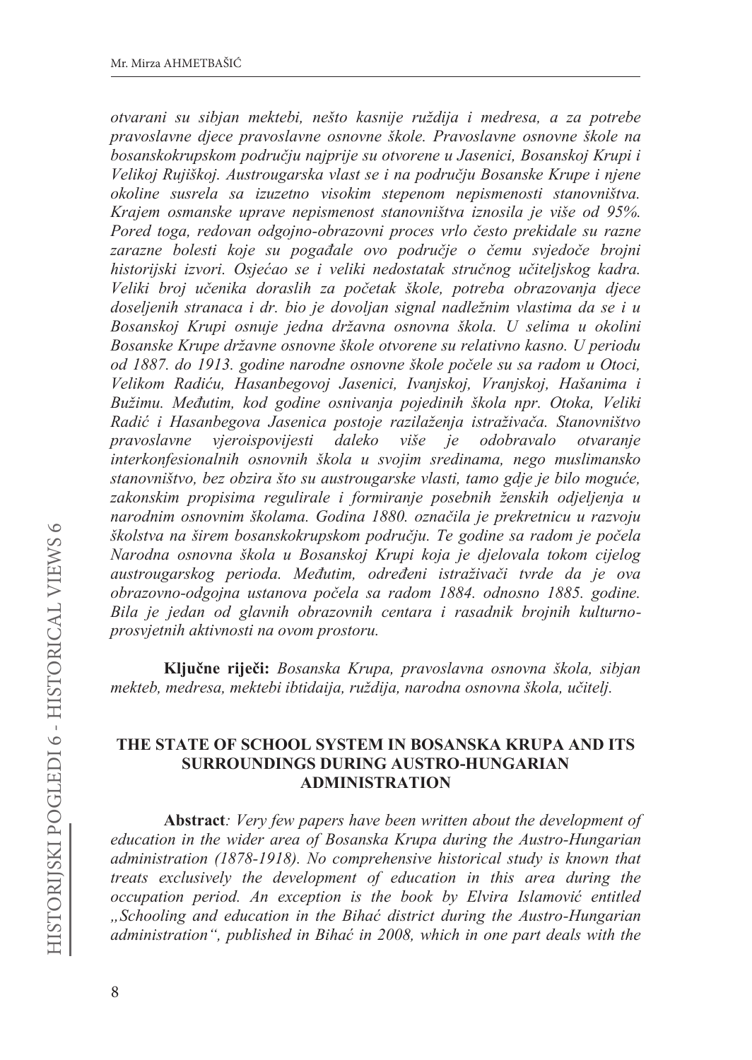*otvarani su sibjan mektebi, nešto kasnije ruždija i medresa, a za potrebe pravoslavne djece pravoslavne osnovne škole. Pravoslavne osnovne škole na bosanskokrupskom području najprije su otvorene u Jasenici, Bosanskoj Krupi i Velikoj Rujiškoj. Austrougarska vlast se i na području Bosanske Krupe i njene okoline susrela sa izuzetno visokim stepenom nepismenosti stanovništva. Krajem osmanske uprave nepismenost stanovništva iznosila je više od 95%. Pored toga, redovan odgojno-obrazovni proces vrlo često prekidale su razne zarazne bolesti koje su pogađale ovo područje o čemu svjedoče brojni historijski izvori. Osjećao se i veliki nedostatak stručnog učiteljskog kadra. Veliki broj učenika doraslih za početak škole, potreba obrazovanja djece doseljenih stranaca i dr. bio je dovoljan signal nadležnim vlastima da se i u Bosanskoj Krupi osnuje jedna državna osnovna škola. U selima u okolini Bosanske Krupe državne osnovne škole otvorene su relativno kasno. U periodu od 1887. do 1913. godine narodne osnovne škole počele su sa radom u Otoci, Velikom Radiću, Hasanbegovoj Jasenici, Ivanjskoj, Vranjskoj, Hašanima i Bužimu. Međutim, kod godine osnivanja pojedinih škola npr. Otoka, Veliki Radić i Hasanbegova Jasenica postoje razilaženja istraživača. Stanovništvo pravoslavne vjeroispovijesti daleko više je odobravalo otvaranje interkonfesionalnih osnovnih škola u svojim sredinama, nego muslimansko stanovništvo, bez obzira što su austrougarske vlasti, tamo gdje je bilo moguće, zakonskim propisima regulirale i formiranje posebnih ženskih odjeljenja u narodnim osnovnim školama. Godina 1880. označila je prekretnicu u razvoju školstva na širem bosanskokrupskom području. Te godine sa radom je počela Narodna osnovna škola u Bosanskoj Krupi koja je djelovala tokom cijelog austrougarskog perioda. Međutim, određeni istraživači tvrde da je ova obrazovno-odgojna ustanova počela sa radom 1884. odnosno 1885. godine. Bila je jedan od glavnih obrazovnih centara i rasadnik brojnih kulturno-prosvjetnih aktivnosti na ovom prostoru.*

**Ključne riječi:** *Bosanska Krupa, pravoslavna osnovna škola, sibjan mekteb, medresa, mektebi ibtidaija, ruždija, narodna osnovna škola, učitelj.*

## THE STATE OF SCHOOL SYSTEM IN BOSANSKA KRUPA AND ITS SURROUNDINGS DURING AUSTRO-HUNGARIAN ADMINISTRATION

**Abstract**: *Very few papers have been written about the development of education in the wider area of Bosanska Krupa during the Austro-Hungarian administration (1878-1918). No comprehensive historical study is known that treats exclusively the development of education in this area during the occupation period. An exception is the book by Elvira Islamović entitled „Schooling and education in the Bihać district during the Austro-Hungarian administration", published in Bihać in 2008, which in one part deals with the*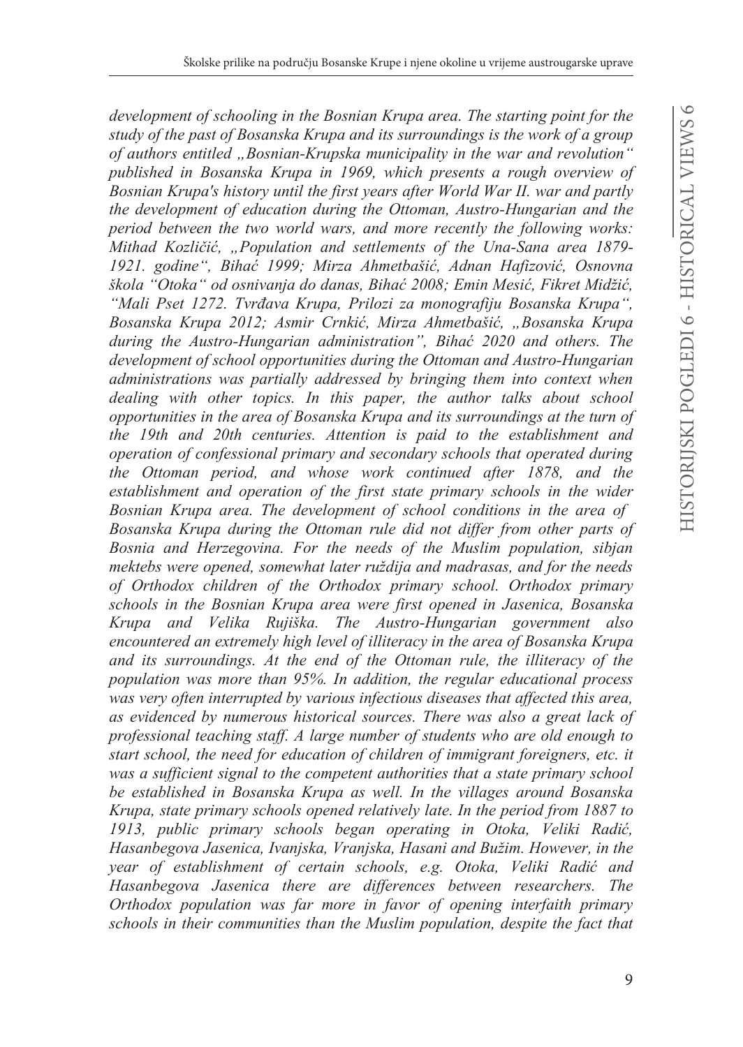*development of schooling in the Bosnian Krupa area. The starting point for the study of the past of Bosanska Krupa and its surroundings is the work of a group of authors entitled „Bosnian-Krupska municipality in the war and revolution" published in Bosanska Krupa in 1969, which presents a rough overview of Bosnian Krupa's history until the first years after World War II. war and partly the development of education during the Ottoman, Austro-Hungarian and the period between the two world wars, and more recently the following works: Mithad Kozličić, „Population and settlements of the Una-Sana area 1879-1921. godine", Bihać 1999; Mirza Ahmetbašić, Adnan Hafizović, Osnovna škola "Otoka" od osnivanja do danas, Bihać 2008; Emin Mesić, Fikret Midžić, "Mali Pset 1272. Tvrđava Krupa, Prilozi za monografiju Bosanska Krupa", Bosanska Krupa 2012; Asmir Crnkić, Mirza Ahmetbašić, „Bosanska Krupa during the Austro-Hungarian administration", Bihać 2020 and others. The development of school opportunities during the Ottoman and Austro-Hungarian administrations was partially addressed by bringing them into context when dealing with other topics. In this paper, the author talks about school opportunities in the area of Bosanska Krupa and its surroundings at the turn of the 19th and 20th centuries. Attention is paid to the establishment and operation of confessional primary and secondary schools that operated during the Ottoman period, and whose work continued after 1878, and the establishment and operation of the first state primary schools in the wider Bosnian Krupa area. The development of school conditions in the area of Bosanska Krupa during the Ottoman rule did not differ from other parts of Bosnia and Herzegovina. For the needs of the Muslim population, sibjan mektebs were opened, somewhat later ruždija and madrasas, and for the needs of Orthodox children of the Orthodox primary school. Orthodox primary schools in the Bosnian Krupa area were first opened in Jasenica, Bosanska Krupa and Velika Rujiška. The Austro-Hungarian government also encountered an extremely high level of illiteracy in the area of Bosanska Krupa and its surroundings. At the end of the Ottoman rule, the illiteracy of the population was more than 95%. In addition, the regular educational process was very often interrupted by various infectious diseases that affected this area, as evidenced by numerous historical sources. There was also a great lack of professional teaching staff. A large number of students who are old enough to start school, the need for education of children of immigrant foreigners, etc. it was a sufficient signal to the competent authorities that a state primary school be established in Bosanska Krupa as well. In the villages around Bosanska Krupa, state primary schools opened relatively late. In the period from 1887 to 1913, public primary schools began operating in Otoka, Veliki Radić, Hasanbegova Jasenica, Ivanjska, Vranjska, Hasani and Bužim. However, in the year of establishment of certain schools, e.g. Otoka, Veliki Radić and Hasanbegova Jasenica there are differences between researchers. The Orthodox population was far more in favor of opening interfaith primary schools in their communities than the Muslim population, despite the fact that*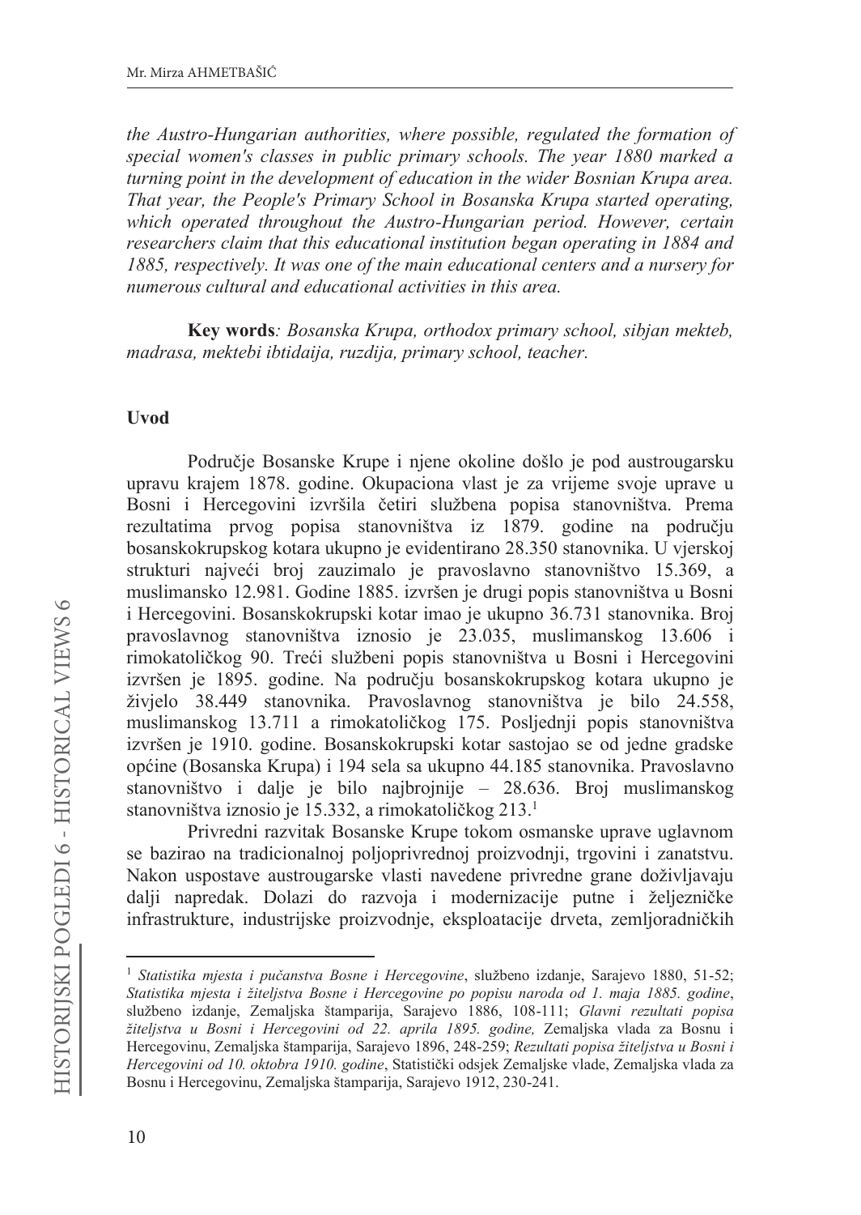*the Austro-Hungarian authorities, where possible, regulated the formation of special women's classes in public primary schools. The year 1880 marked a turning point in the development of education in the wider Bosnian Krupa area. That year, the People's Primary School in Bosanska Krupa started operating, which operated throughout the Austro-Hungarian period. However, certain researchers claim that this educational institution began operating in 1884 and 1885, respectively. It was one of the main educational centers and a nursery for numerous cultural and educational activities in this area.*

**Key words**: *Bosanska Krupa, orthodox primary school, sibjan mekteb, madrasa, mektebi ibtidaija, ruzdija, primary school, teacher.*

## Uvod

Područje Bosanske Krupe i njene okoline došlo je pod austrougarsku upravu krajem 1878. godine. Okupaciona vlast je za vrijeme svoje uprave u Bosni i Hercegovini izvršila četiri službena popisa stanovništva. Prema rezultatima prvog popisa stanovništva iz 1879. godine na području bosanskokrupskog kotara ukupno je evidentirano 28.350 stanovnika. U vjerskoj strukturi najveći broj zauzimalo je pravoslavno stanovništvo 15.369, a muslimansko 12.981. Godine 1885. izvršen je drugi popis stanovništva u Bosni i Hercegovini. Bosanskokrupski kotar imao je ukupno 36.731 stanovnika. Broj pravoslavnog stanovništva iznosio je 23.035, muslimanskog 13.606 i rimokatoličkog 90. Treći službeni popis stanovništva u Bosni i Hercegovini izvršen je 1895. godine. Na području bosanskokrupskog kotara ukupno je živjelo 38.449 stanovnika. Pravoslavnog stanovništva je bilo 24.558, muslimanskog 13.711 a rimokatoličkog 175. Posljednji popis stanovništva izvršen je 1910. godine. Bosanskokrupski kotar sastojao se od jedne gradske općine (Bosanska Krupa) i 194 sela sa ukupno 44.185 stanovnika. Pravoslavno stanovništvo i dalje je bilo najbrojnije – 28.636. Broj muslimanskog stanovništva iznosio je 15.332, a rimokatoličkog 213.[1]

Privredni razvitak Bosanske Krupe tokom osmanske uprave uglavnom se bazirao na tradicionalnoj poljoprivrednoj proizvodnji, trgovini i zanatstvu. Nakon uspostave austrougarske vlasti navedene privredne grane doživljavaju dalji napredak. Dolazi do razvoja i modernizacije putne i željezničke infrastrukture, industrijske proizvodnje, eksploatacije drveta, zemljoradničkih

---

[1] *Statistika mjesta i pučanstva Bosne i Hercegovine*, službeno izdanje, Sarajevo 1880, 51-52; *Statistika mjesta i žiteljstva Bosne i Hercegovine po popisu naroda od 1. maja 1885. godine*, službeno izdanje, Zemaljska štamparija, Sarajevo 1886, 108-111; *Glavni rezultati popisa žiteljstva u Bosni i Hercegovini od 22. aprila 1895. godine,* Zemaljska vlada za Bosnu i Hercegovinu, Zemaljska štamparija, Sarajevo 1896, 248-259; *Rezultati popisa žiteljstva u Bosni i Hercegovini od 10. oktobra 1910. godine*, Statistički odsjek Zemaljske vlade, Zemaljska vlada za Bosnu i Hercegovinu, Zemaljska štamparija, Sarajevo 1912, 230-241.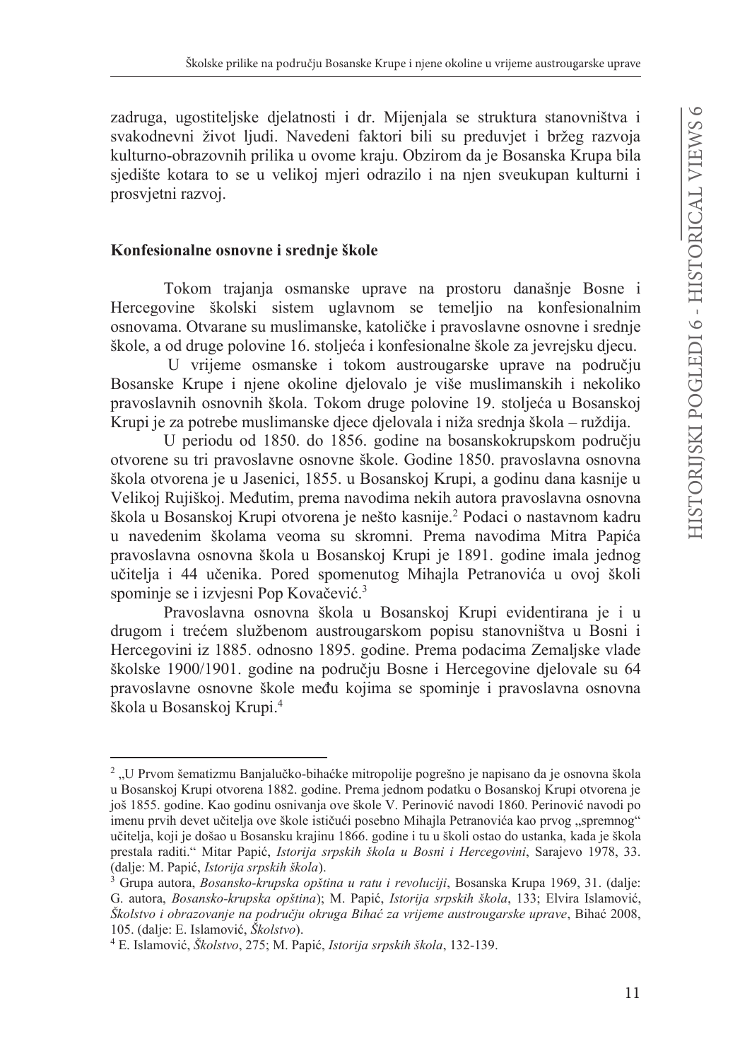zadruga, ugostiteljske djelatnosti i dr. Mijenjala se struktura stanovništva i svakodnevni život ljudi. Navedeni faktori bili su preduvjet i bržeg razvoja kulturno-obrazovnih prilika u ovome kraju. Obzirom da je Bosanska Krupa bila sjedište kotara to se u velikoj mjeri odrazilo i na njen sveukupan kulturni i prosvjetni razvoj.

## Konfesionalne osnovne i srednje škole

Tokom trajanja osmanske uprave na prostoru današnje Bosne i Hercegovine školski sistem uglavnom se temeljio na konfesionalnim osnovama. Otvarane su muslimanske, katoličke i pravoslavne osnovne i srednje škole, a od druge polovine 16. stoljeća i konfesionalne škole za jevrejsku djecu.

U vrijeme osmanske i tokom austrougarske uprave na području Bosanske Krupe i njene okoline djelovalo je više muslimanskih i nekoliko pravoslavnih osnovnih škola. Tokom druge polovine 19. stoljeća u Bosanskoj Krupi je za potrebe muslimanske djece djelovala i niža srednja škola – ruždija.

U periodu od 1850. do 1856. godine na bosanskokrupskom području otvorene su tri pravoslavne osnovne škole. Godine 1850. pravoslavna osnovna škola otvorena je u Jasenici, 1855. u Bosanskoj Krupi, a godinu dana kasnije u Velikoj Rujiškoj. Međutim, prema navodima nekih autora pravoslavna osnovna škola u Bosanskoj Krupi otvorena je nešto kasnije.[2] Podaci o nastavnom kadru u navedenim školama veoma su skromni. Prema navodima Mitra Papića pravoslavna osnovna škola u Bosanskoj Krupi je 1891. godine imala jednog učitelja i 44 učenika. Pored spomenutog Mihajla Petranovića u ovoj školi spominje se i izvjesni Pop Kovačević.[3]

Pravoslavna osnovna škola u Bosanskoj Krupi evidentirana je i u drugom i trećem službenom austrougarskom popisu stanovništva u Bosni i Hercegovini iz 1885. odnosno 1895. godine. Prema podacima Zemaljske vlade školske 1900/1901. godine na području Bosne i Hercegovine djelovale su 64 pravoslavne osnovne škole među kojima se spominje i pravoslavna osnovna škola u Bosanskoj Krupi.[4]

---

[2] „U Prvom šematizmu Banjalučko-bihaćke mitropolije pogrešno je napisano da je osnovna škola u Bosanskoj Krupi otvorena 1882. godine. Prema jednom podatku o Bosanskoj Krupi otvorena je još 1855. godine. Kao godinu osnivanja ove škole V. Perinović navodi 1860. Perinović navodi po imenu prvih devet učitelja ove škole ističući posebno Mihajla Petranovića kao prvog „spremnog“ učitelja, koji je došao u Bosansku krajinu 1866. godine i tu u školi ostao do ustanka, kada je škola prestala raditi.“ Mitar Papić, *Istorija srpskih škola u Bosni i Hercegovini*, Sarajevo 1978, 33. (dalje: M. Papić, *Istorija srpskih škola*).

[3] Grupa autora, *Bosansko-krupska opština u ratu i revoluciji*, Bosanska Krupa 1969, 31. (dalje: G. autora, *Bosansko-krupska opština*); M. Papić, *Istorija srpskih škola*, 133; Elvira Islamović, *Školstvo i obrazovanje na području okruga Bihać za vrijeme austrougarske uprave*, Bihać 2008, 105. (dalje: E. Islamović, *Školstvo*).

[4] E. Islamović, *Školstvo*, 275; M. Papić, *Istorija srpskih škola*, 132-139.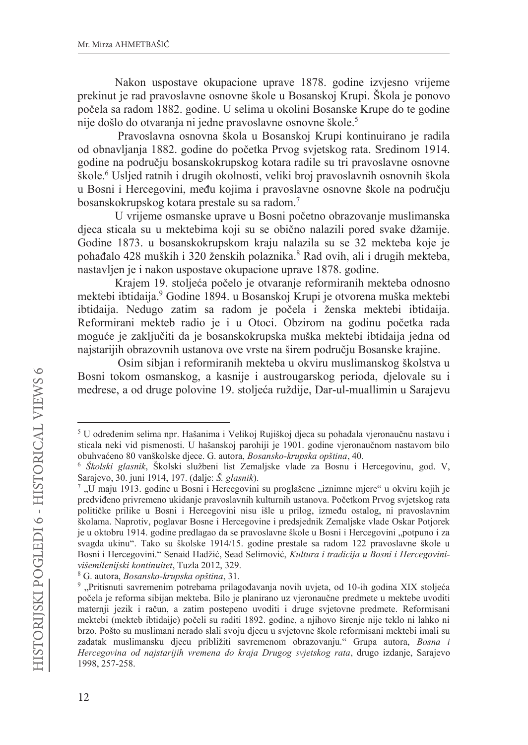Nakon uspostave okupacione uprave 1878. godine izvjesno vrijeme prekinut je rad pravoslavne osnovne škole u Bosanskoj Krupi. Škola je ponovo počela sa radom 1882. godine. U selima u okolini Bosanske Krupe do te godine nije došlo do otvaranja ni jedne pravoslavne osnovne škole.[5]

Pravoslavna osnovna škola u Bosanskoj Krupi kontinuirano je radila od obnavljanja 1882. godine do početka Prvog svjetskog rata. Sredinom 1914. godine na području bosanskokrupskog kotara radile su tri pravoslavne osnovne škole.[6] Usljed ratnih i drugih okolnosti, veliki broj pravoslavnih osnovnih škola u Bosni i Hercegovini, među kojima i pravoslavne osnovne škole na području bosanskokrupskog kotara prestale su sa radom.[7]

U vrijeme osmanske uprave u Bosni početno obrazovanje muslimanska djeca sticala su u mektebima koji su se obično nalazili pored svake džamije. Godine 1873. u bosanskokrupskom kraju nalazila su se 32 mekteba koje je pohađalo 428 muških i 320 ženskih polaznika.[8] Rad ovih, ali i drugih mekteba, nastavljen je i nakon uspostave okupacione uprave 1878. godine.

Krajem 19. stoljeća počelo je otvaranje reformiranih mekteba odnosno mektebi ibtidaija.[9] Godine 1894. u Bosanskoj Krupi je otvorena muška mektebi ibtidaija. Nedugo zatim sa radom je počela i ženska mektebi ibtidaija. Reformirani mekteb radio je i u Otoci. Obzirom na godinu početka rada moguće je zaključiti da je bosanskokrupska muška mektebi ibtidaija jedna od najstarijih obrazovnih ustanova ove vrste na širem području Bosanske krajine.

Osim sibjan i reformiranih mekteba u okviru muslimanskog školstva u Bosni tokom osmanskog, a kasnije i austrougarskog perioda, djelovale su i medrese, a od druge polovine 19. stoljeća ruždije, Dar-ul-muallimin u Sarajevu

---

[5] U određenim selima npr. Hašanima i Velikoj Rujiškoj djeca su pohađala vjeronaučnu nastavu i sticala neki vid pismenosti. U hašanskoj parohiji je 1901. godine vjeronaučnom nastavom bilo obuhvaćeno 80 vanškolske djece. G. autora, *Bosansko-krupska opština*, 40.

[6] *Školski glasnik*, Školski službeni list Zemaljske vlade za Bosnu i Hercegovinu, god. V, Sarajevo, 30. juni 1914, 197. (dalje: *Š. glasnik*).

[7] „U maju 1913. godine u Bosni i Hercegovini su proglašene „iznimne mjere" u okviru kojih je predviđeno privremeno ukidanje pravoslavnih kulturnih ustanova. Početkom Prvog svjetskog rata političke prilike u Bosni i Hercegovini nisu išle u prilog, između ostalog, ni pravoslavnim školama. Naprotiv, poglavar Bosne i Hercegovine i predsjednik Zemaljske vlade Oskar Potjorek je u oktobru 1914. godine predlagao da se pravoslavne škole u Bosni i Hercegovini „potpuno i za svagda ukinu". Tako su školske 1914/15. godine prestale sa radom 122 pravoslavne škole u Bosni i Hercegovini." Senaid Hadžić, Sead Selimović, *Kultura i tradicija u Bosni i Hercegovini-višemilenijski kontinuitet*, Tuzla 2012, 329.

[8] G. autora, *Bosansko-krupska opština*, 31.

[9] „Pritisnuti savremenim potrebama prilagođavanja novih uvjeta, od 10-ih godina XIX stoljeća počela je reforma sibijan mekteba. Bilo je planirano uz vjeronaučne predmete u mektebe uvoditi maternji jezik i račun, a zatim postepeno uvoditi i druge svjetovne predmete. Reformisani mektebi (mekteb ibtidaije) počeli su raditi 1892. godine, a njihovo širenje nije teklo ni lahko ni brzo. Pošto su muslimani nerado slali svoju djecu u svjetovne škole reformisani mektebi imali su zadatak muslimansku djecu približiti savremenom obrazovanju." Grupa autora, *Bosna i Hercegovina od najstarijih vremena do kraja Drugog svjetskog rata*, drugo izdanje, Sarajevo 1998, 257-258.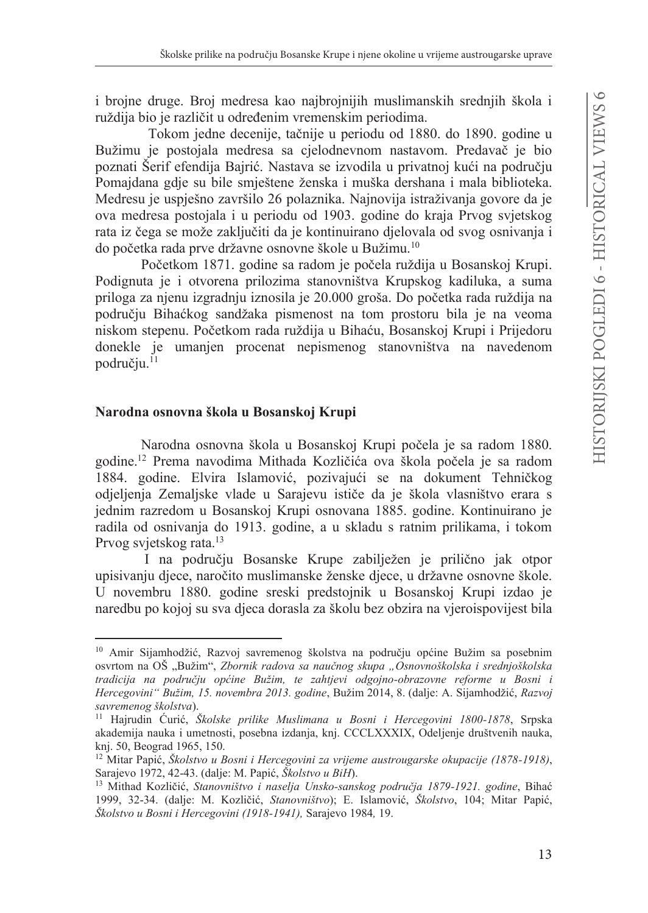i brojne druge. Broj medresa kao najbrojnijih muslimanskih srednjih škola i ruždija bio je različit u određenim vremenskim periodima.

Tokom jedne decenije, tačnije u periodu od 1880. do 1890. godine u Bužimu je postojala medresa sa cjelodnevnom nastavom. Predavač je bio poznati Šerif efendija Bajrić. Nastava se izvodila u privatnoj kući na području Pomajdana gdje su bile smještene ženska i muška dershana i mala biblioteka. Medresu je uspješno završilo 26 polaznika. Najnovija istraživanja govore da je ova medresa postojala i u periodu od 1903. godine do kraja Prvog svjetskog rata iz čega se može zaključiti da je kontinuirano djelovala od svog osnivanja i do početka rada prve državne osnovne škole u Bužimu.[10]

Početkom 1871. godine sa radom je počela ruždija u Bosanskoj Krupi. Podignuta je i otvorena prilozima stanovništva Krupskog kadiluka, a suma priloga za njenu izgradnju iznosila je 20.000 groša. Do početka rada ruždija na području Bihaćkog sandžaka pismenost na tom prostoru bila je na veoma niskom stepenu. Početkom rada ruždija u Bihaću, Bosanskoj Krupi i Prijedoru donekle je umanjen procenat nepismenog stanovništva na navedenom području.[11]

## Narodna osnovna škola u Bosanskoj Krupi

Narodna osnovna škola u Bosanskoj Krupi počela je sa radom 1880. godine.[12] Prema navodima Mithada Kozličića ova škola počela je sa radom 1884. godine. Elvira Islamović, pozivajući se na dokument Tehničkog odjeljenja Zemaljske vlade u Sarajevu ističe da je škola vlasništvo erara s jednim razredom u Bosanskoj Krupi osnovana 1885. godine. Kontinuirano je radila od osnivanja do 1913. godine, a u skladu s ratnim prilikama, i tokom Prvog svjetskog rata.[13]

I na području Bosanske Krupe zabilježen je prilično jak otpor upisivanju djece, naročito muslimanske ženske djece, u državne osnovne škole. U novembru 1880. godine sreski predstojnik u Bosanskoj Krupi izdao je naredbu po kojoj su sva djeca dorasla za školu bez obzira na vjeroispovijest bila

---

[10] Amir Sijamhodžić, Razvoj savremenog školstva na području općine Bužim sa posebnim osvrtom na OŠ „Bužim", *Zbornik radova sa naučnog skupa „Osnovnoškolska i srednjoškolska tradicija na području općine Bužim, te zahtjevi odgojno-obrazovne reforme u Bosni i Hercegovini" Bužim, 15. novembra 2013. godine*, Bužim 2014, 8. (dalje: A. Sijamhodžić, *Razvoj savremenog školstva*).

[11] Hajrudin Ćurić, *Školske prilike Muslimana u Bosni i Hercegovini 1800-1878*, Srpska akademija nauka i umetnosti, posebna izdanja, knj. CCCLXXXIX, Odeljenje društvenih nauka, knj. 50, Beograd 1965, 150.

[12] Mitar Papić, *Školstvo u Bosni i Hercegovini za vrijeme austrougarske okupacije (1878-1918)*, Sarajevo 1972, 42-43. (dalje: M. Papić, *Školstvo u BiH*).

[13] Mithad Kozličić, *Stanovništvo i naselja Unsko-sanskog područja 1879-1921. godine*, Bihać 1999, 32-34. (dalje: M. Kozličić, *Stanovništvo*); E. Islamović, *Školstvo*, 104; Mitar Papić, *Školstvo u Bosni i Hercegovini (1918-1941),* Sarajevo 1984, 19.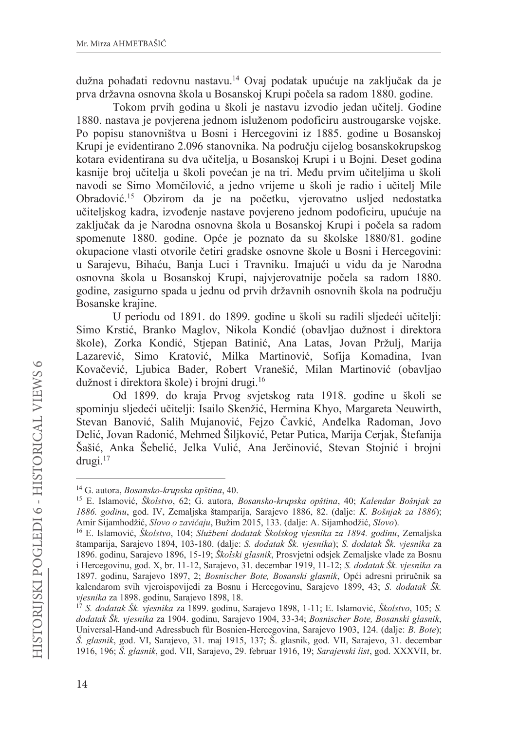dužna pohađati redovnu nastavu.[14] Ovaj podatak upućuje na zaključak da je prva državna osnovna škola u Bosanskoj Krupi počela sa radom 1880. godine.

Tokom prvih godina u školi je nastavu izvodio jedan učitelj. Godine 1880. nastava je povjerena jednom isluženom podoficiru austrougarske vojske. Po popisu stanovništva u Bosni i Hercegovini iz 1885. godine u Bosanskoj Krupi je evidentirano 2.096 stanovnika. Na području cijelog bosanskokrupskog kotara evidentirana su dva učitelja, u Bosanskoj Krupi i u Bojni. Deset godina kasnije broj učitelja u školi povećan je na tri. Među prvim učiteljima u školi navodi se Simo Momčilović, a jedno vrijeme u školi je radio i učitelj Mile Obradović.[15] Obzirom da je na početku, vjerovatno usljed nedostatka učiteljskog kadra, izvođenje nastave povjereno jednom podoficiru, upućuje na zaključak da je Narodna osnovna škola u Bosanskoj Krupi i počela sa radom spomenute 1880. godine. Opće je poznato da su školske 1880/81. godine okupacione vlasti otvorile četiri gradske osnovne škole u Bosni i Hercegovini: u Sarajevu, Bihaću, Banja Luci i Travniku. Imajući u vidu da je Narodna osnovna škola u Bosanskoj Krupi, najvjerovatnije počela sa radom 1880. godine, zasigurno spada u jednu od prvih državnih osnovnih škola na području Bosanske krajine.

U periodu od 1891. do 1899. godine u školi su radili sljedeći učitelji: Simo Krstić, Branko Maglov, Nikola Kondić (obavljao dužnost i direktora škole), Zorka Kondić, Stjepan Batinić, Ana Latas, Jovan Pržulj, Marija Lazarević, Simo Kratović, Milka Martinović, Sofija Komadina, Ivan Kovačević, Ljubica Bader, Robert Vranešić, Milan Martinović (obavljao dužnost i direktora škole) i brojni drugi.[16]

Od 1899. do kraja Prvog svjetskog rata 1918. godine u školi se spominju sljedeći učitelji: Isailo Skenžić, Hermina Khyo, Margareta Neuwirth, Stevan Banović, Salih Mujanović, Fejzo Čavkić, Anđelka Radoman, Jovo Delić, Jovan Radonić, Mehmed Šiljković, Petar Putica, Marija Cerjak, Štefanija Šašić, Anka Šebelić, Jelka Vulić, Ana Jerčinović, Stevan Stojnić i brojni drugi.[17]

---

[14] G. autora, *Bosansko-krupska opština*, 40.

[15] E. Islamović, *Školstvo*, 62; G. autora, *Bosansko-krupska opština*, 40; *Kalendar Bošnjak za 1886. godinu*, god. IV, Zemaljska štamparija, Sarajevo 1886, 82. (dalje: *K. Bošnjak za 1886*); Amir Sijamhodžić, *Slovo o zavičaju*, Bužim 2015, 133. (dalje: A. Sijamhodžić, *Slovo*).

[16] E. Islamović, *Školstvo*, 104; *Službeni dodatak Školskog vjesnika za 1894. godinu*, Zemaljska štamparija, Sarajevo 1894, 103-180. (dalje: *S. dodatak Šk. vjesnika*); *S. dodatak Šk. vjesnika* za 1896. godinu, Sarajevo 1896, 15-19; *Školski glasnik*, Prosvjetni odsjek Zemaljske vlade za Bosnu i Hercegovinu, god. X, br. 11-12, Sarajevo, 31. decembar 1919, 11-12; *S. dodatak Šk. vjesnika* za 1897. godinu, Sarajevo 1897, 2; *Bosnischer Bote, Bosanski glasnik*, Opći adresni priručnik sa kalendarom svih vjeroispovijedi za Bosnu i Hercegovinu, Sarajevo 1899, 43; *S. dodatak Šk. vjesnika* za 1898. godinu, Sarajevo 1898, 18.

[17] *S. dodatak Šk. vjesnika* za 1899. godinu, Sarajevo 1898, 1-11; E. Islamović, *Školstvo*, 105; *S. dodatak Šk. vjesnika* za 1904. godinu, Sarajevo 1904, 33-34; *Bosnischer Bote, Bosanski glasnik*, Universal-Hand-und Adressbuch für Bosnien-Hercegovina, Sarajevo 1903, 124. (dalje: *B. Bote*); *Š. glasnik*, god. VI, Sarajevo, 31. maj 1915, 137; Š. glasnik, god. VII, Sarajevo, 31. decembar 1916, 196; *Š. glasnik*, god. VII, Sarajevo, 29. februar 1916, 19; *Sarajevski list*, god. XXXVII, br.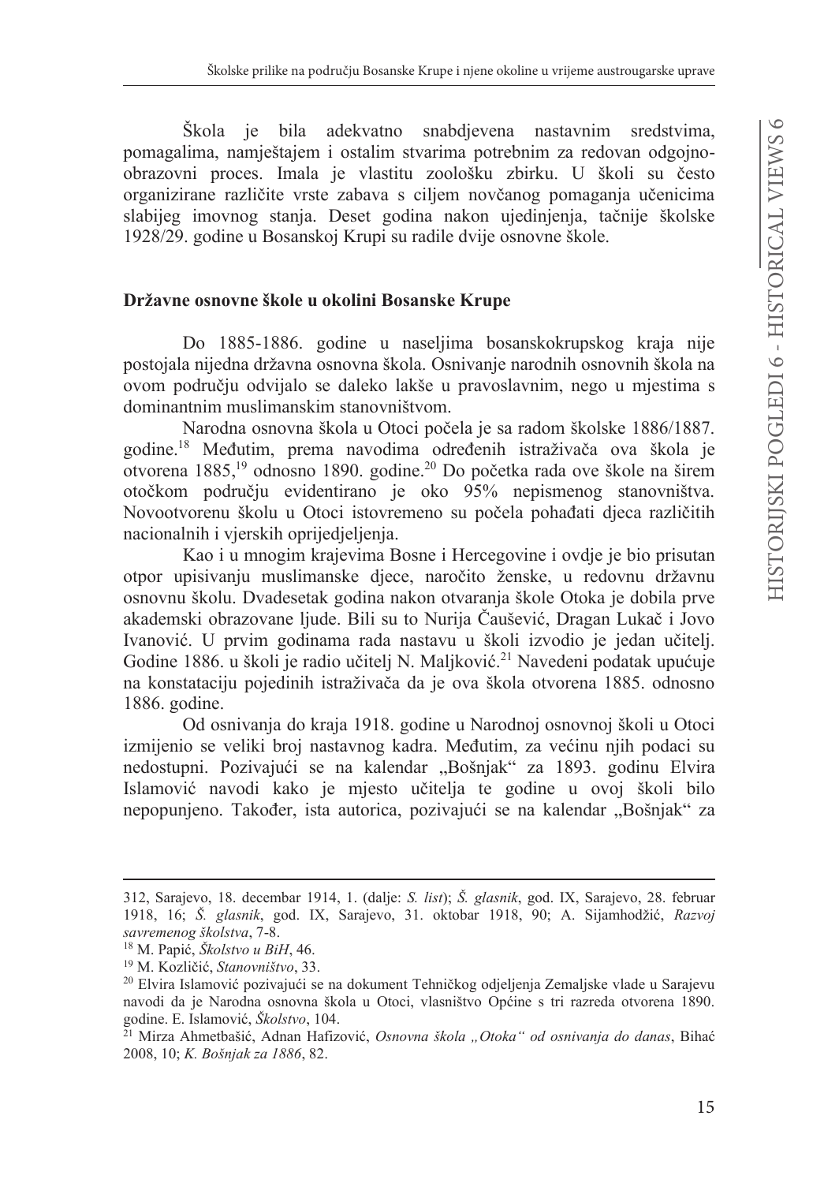Škola je bila adekvatno snabdjevena nastavnim sredstvima, pomagalima, namještajem i ostalim stvarima potrebnim za redovan odgojno-obrazovni proces. Imala je vlastitu zoološku zbirku. U školi su često organizirane različite vrste zabava s ciljem novčanog pomaganja učenicima slabijeg imovnog stanja. Deset godina nakon ujedinjenja, tačnije školske 1928/29. godine u Bosanskoj Krupi su radile dvije osnovne škole.

## Državne osnovne škole u okolini Bosanske Krupe

Do 1885-1886. godine u naseljima bosanskokrupskog kraja nije postojala nijedna državna osnovna škola. Osnivanje narodnih osnovnih škola na ovom području odvijalo se daleko lakše u pravoslavnim, nego u mjestima s dominantnim muslimanskim stanovništvom.

Narodna osnovna škola u Otoci počela je sa radom školske 1886/1887. godine.[18] Međutim, prema navodima određenih istraživača ova škola je otvorena 1885,[19] odnosno 1890. godine.[20] Do početka rada ove škole na širem otočkom području evidentirano je oko 95% nepismenog stanovništva. Novootvorenu školu u Otoci istovremeno su počela pohađati djeca različitih nacionalnih i vjerskih oprijedjeljenja.

Kao i u mnogim krajevima Bosne i Hercegovine i ovdje je bio prisutan otpor upisivanju muslimanske djece, naročito ženske, u redovnu državnu osnovnu školu. Dvadesetak godina nakon otvaranja škole Otoka je dobila prve akademski obrazovane ljude. Bili su to Nurija Čaušević, Dragan Lukač i Jovo Ivanović. U prvim godinama rada nastavu u školi izvodio je jedan učitelj. Godine 1886. u školi je radio učitelj N. Maljković.[21] Navedeni podatak upućuje na konstataciju pojedinih istraživača da je ova škola otvorena 1885. odnosno 1886. godine.

Od osnivanja do kraja 1918. godine u Narodnoj osnovnoj školi u Otoci izmijenio se veliki broj nastavnog kadra. Međutim, za većinu njih podaci su nedostupni. Pozivajući se na kalendar „Bošnjak" za 1893. godinu Elvira Islamović navodi kako je mjesto učitelja te godine u ovoj školi bilo nepopunjeno. Također, ista autorica, pozivajući se na kalendar „Bošnjak" za

---

312, Sarajevo, 18. decembar 1914, 1. (dalje: *S. list*); *Š. glasnik*, god. IX, Sarajevo, 28. februar 1918, 16; *Š. glasnik*, god. IX, Sarajevo, 31. oktobar 1918, 90; A. Sijamhodžić, *Razvoj savremenog školstva*, 7-8.

[18] M. Papić, *Školstvo u BiH*, 46.

[19] M. Kozličić, *Stanovništvo*, 33.

[20] Elvira Islamović pozivajući se na dokument Tehničkog odjeljenja Zemaljske vlade u Sarajevu navodi da je Narodna osnovna škola u Otoci, vlasništvo Općine s tri razreda otvorena 1890. godine. E. Islamović, *Školstvo*, 104.

[21] Mirza Ahmetbašić, Adnan Hafizović, *Osnovna škola „Otoka" od osnivanja do danas*, Bihać 2008, 10; *K. Bošnjak za 1886*, 82.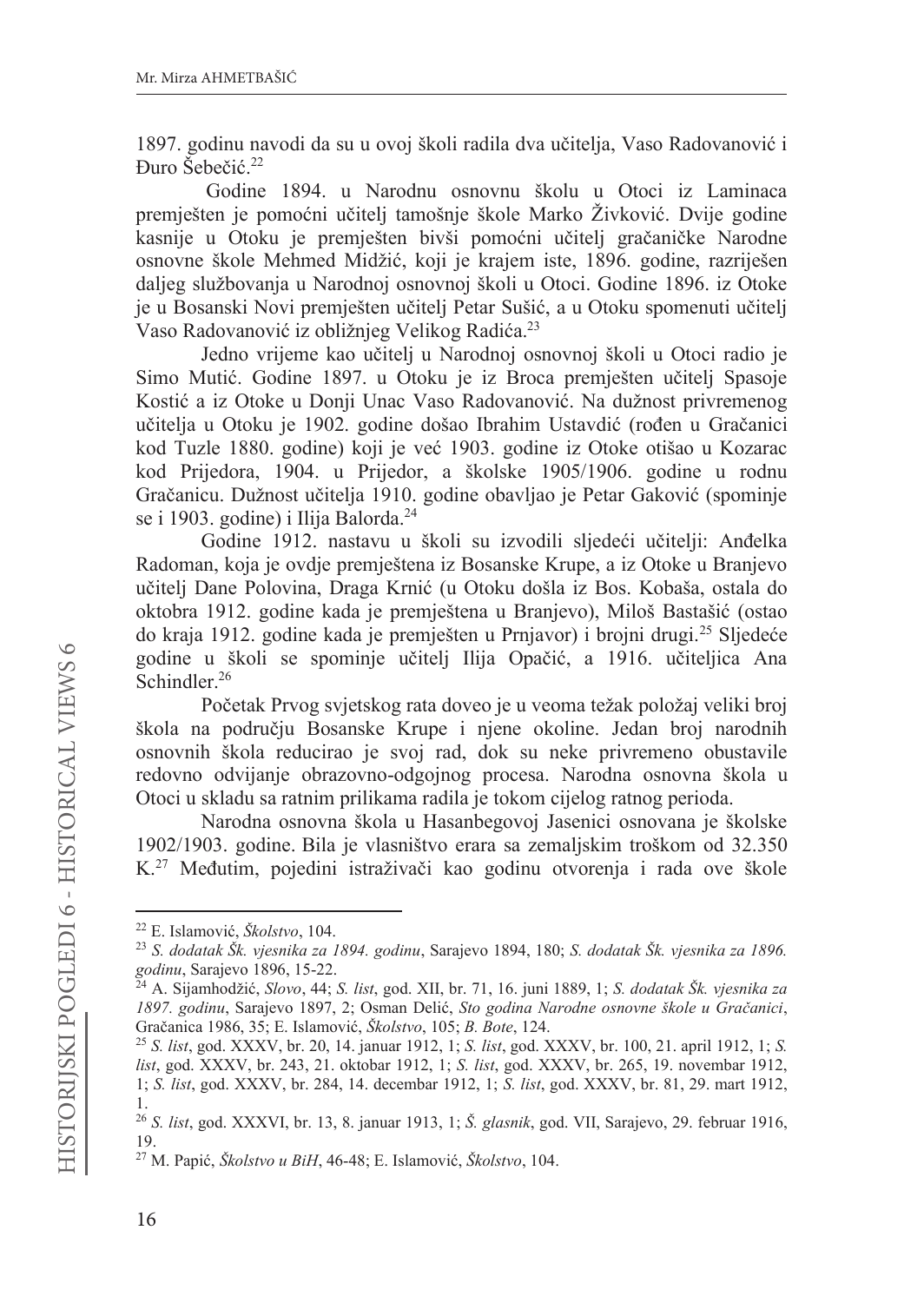1897. godinu navodi da su u ovoj školi radila dva učitelja, Vaso Radovanović i Đuro Šebečić.[22]

Godine 1894. u Narodnu osnovnu školu u Otoci iz Laminaca premješten je pomoćni učitelj tamošnje škole Marko Živković. Dvije godine kasnije u Otoku je premješten bivši pomoćni učitelj gračaničke Narodne osnovne škole Mehmed Midžić, koji je krajem iste, 1896. godine, razriješen daljeg službovanja u Narodnoj osnovnoj školi u Otoci. Godine 1896. iz Otoke je u Bosanski Novi premješten učitelj Petar Sušić, a u Otoku spomenuti učitelj Vaso Radovanović iz obližnjeg Velikog Radića.[23]

Jedno vrijeme kao učitelj u Narodnoj osnovnoj školi u Otoci radio je Simo Mutić. Godine 1897. u Otoku je iz Broca premješten učitelj Spasoje Kostić a iz Otoke u Donji Unac Vaso Radovanović. Na dužnost privremenog učitelja u Otoku je 1902. godine došao Ibrahim Ustavdić (rođen u Gračanici kod Tuzle 1880. godine) koji je već 1903. godine iz Otoke otišao u Kozarac kod Prijedora, 1904. u Prijedor, a školske 1905/1906. godine u rodnu Gračanicu. Dužnost učitelja 1910. godine obavljao je Petar Gaković (spominje se i 1903. godine) i Ilija Balorda.[24]

Godine 1912. nastavu u školi su izvodili sljedeći učitelji: Anđelka Radoman, koja je ovdje premještena iz Bosanske Krupe, a iz Otoke u Branjevo učitelj Dane Polovina, Draga Krnić (u Otoku došla iz Bos. Kobaša, ostala do oktobra 1912. godine kada je premještena u Branjevo), Miloš Bastašić (ostao do kraja 1912. godine kada je premješten u Prnjavor) i brojni drugi.[25] Sljedeće godine u školi se spominje učitelj Ilija Opačić, a 1916. učiteljica Ana Schindler.[26]

Početak Prvog svjetskog rata doveo je u veoma težak položaj veliki broj škola na području Bosanske Krupe i njene okoline. Jedan broj narodnih osnovnih škola reducirao je svoj rad, dok su neke privremeno obustavile redovno odvijanje obrazovno-odgojnog procesa. Narodna osnovna škola u Otoci u skladu sa ratnim prilikama radila je tokom cijelog ratnog perioda.

Narodna osnovna škola u Hasanbegovoj Jasenici osnovana je školske 1902/1903. godine. Bila je vlasništvo erara sa zemaljskim troškom od 32.350 K.[27] Međutim, pojedini istraživači kao godinu otvorenja i rada ove škole

---

[22] E. Islamović, *Školstvo*, 104.

[23] *S. dodatak Šk. vjesnika za 1894. godinu*, Sarajevo 1894, 180; *S. dodatak Šk. vjesnika za 1896. godinu*, Sarajevo 1896, 15-22.

[24] A. Sijamhodžić, *Slovo*, 44; *S. list*, god. XII, br. 71, 16. juni 1889, 1; *S. dodatak Šk. vjesnika za 1897. godinu*, Sarajevo 1897, 2; Osman Delić, *Sto godina Narodne osnovne škole u Gračanici*, Gračanica 1986, 35; E. Islamović, *Školstvo*, 105; *B. Bote*, 124.

[25] *S. list*, god. XXXV, br. 20, 14. januar 1912, 1; *S. list*, god. XXXV, br. 100, 21. april 1912, 1; *S. list*, god. XXXV, br. 243, 21. oktobar 1912, 1; *S. list*, god. XXXV, br. 265, 19. novembar 1912, 1; *S. list*, god. XXXV, br. 284, 14. decembar 1912, 1; *S. list*, god. XXXV, br. 81, 29. mart 1912, 1.

[26] *S. list*, god. XXXVI, br. 13, 8. januar 1913, 1; *Š. glasnik*, god. VII, Sarajevo, 29. februar 1916, 19.

[27] M. Papić, *Školstvo u BiH*, 46-48; E. Islamović, *Školstvo*, 104.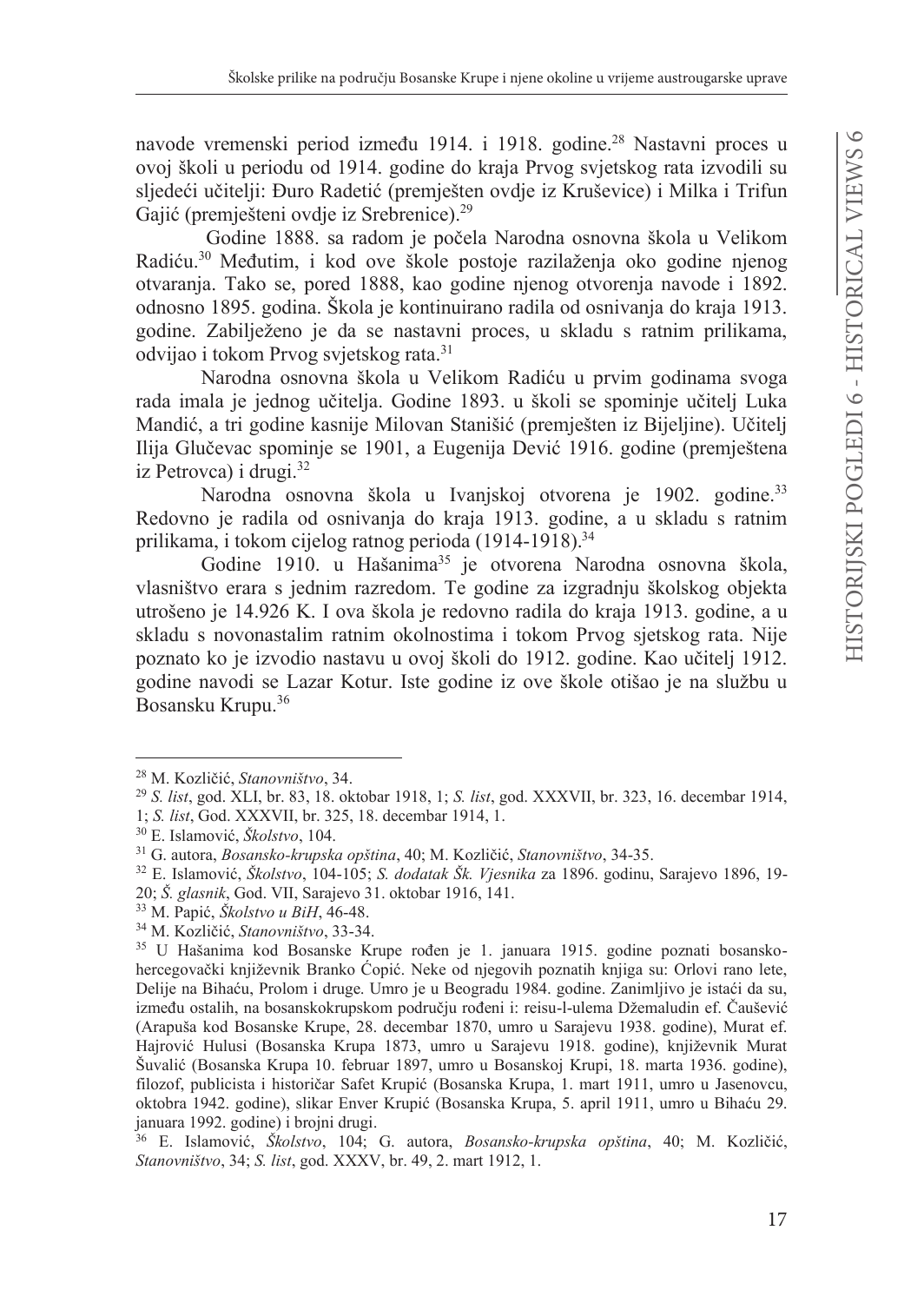navode vremenski period između 1914. i 1918. godine.[28] Nastavni proces u ovoj školi u periodu od 1914. godine do kraja Prvog svjetskog rata izvodili su sljedeći učitelji: Đuro Radetić (premješten ovdje iz Kruševice) i Milka i Trifun Gajić (premješteni ovdje iz Srebrenice).[29]

Godine 1888. sa radom je počela Narodna osnovna škola u Velikom Radiću.[30] Međutim, i kod ove škole postoje razilaženja oko godine njenog otvaranja. Tako se, pored 1888, kao godine njenog otvorenja navode i 1892. odnosno 1895. godina. Škola je kontinuirano radila od osnivanja do kraja 1913. godine. Zabilježeno je da se nastavni proces, u skladu s ratnim prilikama, odvijao i tokom Prvog svjetskog rata.[31]

Narodna osnovna škola u Velikom Radiću u prvim godinama svoga rada imala je jednog učitelja. Godine 1893. u školi se spominje učitelj Luka Mandić, a tri godine kasnije Milovan Stanišić (premješten iz Bijeljine). Učitelj Ilija Glučevac spominje se 1901, a Eugenija Dević 1916. godine (premještena iz Petrovca) i drugi.[32]

Narodna osnovna škola u Ivanjskoj otvorena je 1902. godine.[33] Redovno je radila od osnivanja do kraja 1913. godine, a u skladu s ratnim prilikama, i tokom cijelog ratnog perioda (1914-1918).[34]

Godine 1910. u Hašanima[35] je otvorena Narodna osnovna škola, vlasništvo erara s jednim razredom. Te godine za izgradnju školskog objekta utrošeno je 14.926 K. I ova škola je redovno radila do kraja 1913. godine, a u skladu s novonastalim ratnim okolnostima i tokom Prvog sjetskog rata. Nije poznato ko je izvodio nastavu u ovoj školi do 1912. godine. Kao učitelj 1912. godine navodi se Lazar Kotur. Iste godine iz ove škole otišao je na službu u Bosansku Krupu.[36]

---

[28] M. Kozličić, *Stanovništvo*, 34.

[29] *S. list*, god. XLI, br. 83, 18. oktobar 1918, 1; *S. list*, god. XXXVII, br. 323, 16. decembar 1914, 1; *S. list*, God. XXXVII, br. 325, 18. decembar 1914, 1.

[30] E. Islamović, *Školstvo*, 104.

[31] G. autora, *Bosansko-krupska opština*, 40; M. Kozličić, *Stanovništvo*, 34-35.

[32] E. Islamović, *Školstvo*, 104-105; *S. dodatak Šk. Vjesnika* za 1896. godinu, Sarajevo 1896, 19-20; *Š. glasnik*, God. VII, Sarajevo 31. oktobar 1916, 141.

[33] M. Papić, *Školstvo u BiH*, 46-48.

[34] M. Kozličić, *Stanovništvo*, 33-34.

[35] U Hašanima kod Bosanske Krupe rođen je 1. januara 1915. godine poznati bosanskohercegovački književnik Branko Ćopić. Neke od njegovih poznatih knjiga su: Orlovi rano lete, Delije na Bihaću, Prolom i druge. Umro je u Beogradu 1984. godine. Zanimljivo je istaći da su, između ostalih, na bosanskokrupskom području rođeni i: reisu-l-ulema Džemaludin ef. Čaušević (Arapuša kod Bosanske Krupe, 28. decembar 1870, umro u Sarajevu 1938. godine), Murat ef. Hajrović Hulusi (Bosanska Krupa 1873, umro u Sarajevu 1918. godine), književnik Murat Šuvalić (Bosanska Krupa 10. februar 1897, umro u Bosanskoj Krupi, 18. marta 1936. godine), filozof, publicista i historičar Safet Krupić (Bosanska Krupa, 1. mart 1911, umro u Jasenovcu, oktobra 1942. godine), slikar Enver Krupić (Bosanska Krupa, 5. april 1911, umro u Bihaću 29. januara 1992. godine) i brojni drugi.

[36] E. Islamović, *Školstvo*, 104; G. autora, *Bosansko-krupska opština*, 40; M. Kozličić, *Stanovništvo*, 34; *S. list*, god. XXXV, br. 49, 2. mart 1912, 1.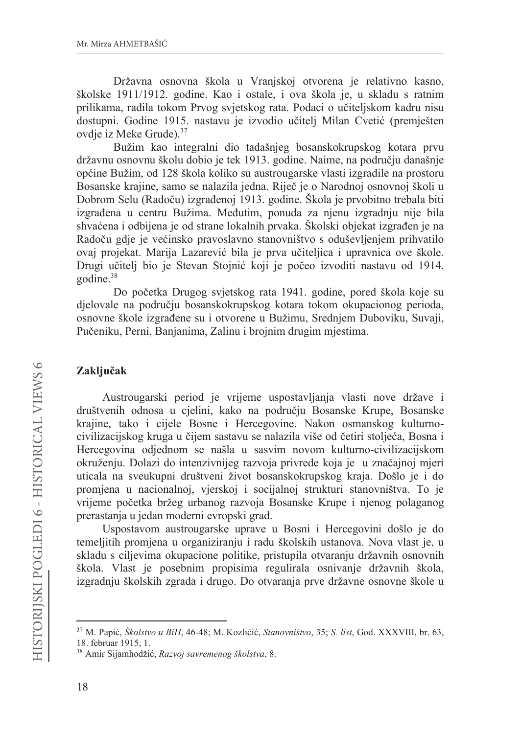Državna osnovna škola u Vranjskoj otvorena je relativno kasno, školske 1911/1912. godine. Kao i ostale, i ova škola je, u skladu s ratnim prilikama, radila tokom Prvog svjetskog rata. Podaci o učiteljskom kadru nisu dostupni. Godine 1915. nastavu je izvodio učitelj Milan Cvetić (premješten ovdje iz Meke Grude).[37]

Bužim kao integralni dio tadašnjeg bosanskokrupskog kotara prvu državnu osnovnu školu dobio je tek 1913. godine. Naime, na području današnje općine Bužim, od 128 škola koliko su austrougarske vlasti izgradile na prostoru Bosanske krajine, samo se nalazila jedna. Riječ je o Narodnoj osnovnoj školi u Dobrom Selu (Radoču) izgrađenoj 1913. godine. Škola je prvobitno trebala biti izgrađena u centru Bužima. Međutim, ponuda za njenu izgradnju nije bila shvaćena i odbijena je od strane lokalnih prvaka. Školski objekat izgrađen je na Radoču gdje je većinsko pravoslavno stanovništvo s oduševljenjem prihvatilo ovaj projekat. Marija Lazarević bila je prva učiteljica i upravnica ove škole. Drugi učitelj bio je Stevan Stojnić koji je počeo izvoditi nastavu od 1914. godine.[38]

Do početka Drugog svjetskog rata 1941. godine, pored škola koje su djelovale na području bosanskokrupskog kotara tokom okupacionog perioda, osnovne škole izgrađene su i otvorene u Bužimu, Srednjem Duboviku, Suvaji, Pućeniku, Perni, Banjanima, Zalinu i brojnim drugim mjestima.

## Zaključak

Austrougarski period je vrijeme uspostavljanja vlasti nove države i društvenih odnosa u cjelini, kako na području Bosanske Krupe, Bosanske krajine, tako i cijele Bosne i Hercegovine. Nakon osmanskog kulturno-civilizacijskog kruga u čijem sastavu se nalazila više od četiri stoljeća, Bosna i Hercegovina odjednom se našla u sasvim novom kulturno-civilizacijskom okruženju. Dolazi do intenzivnijeg razvoja privrede koja je u značajnoj mjeri uticala na sveukupni društveni život bosanskokrupskog kraja. Došlo je i do promjena u nacionalnoj, vjerskoj i socijalnoj strukturi stanovništva. To je vrijeme početka bržeg urbanog razvoja Bosanske Krupe i njenog polaganog prerastanja u jedan moderni evropski grad.

Uspostavom austrougarske uprave u Bosni i Hercegovini došlo je do temeljitih promjena u organiziranju i radu školskih ustanova. Nova vlast je, u skladu s ciljevima okupacione politike, pristupila otvaranju državnih osnovnih škola. Vlast je posebnim propisima regulirala osnivanje državnih škola, izgradnju školskih zgrada i drugo. Do otvaranja prve državne osnovne škole u

---

[37] M. Papić, *Školstvo u BiH*, 46-48; M. Kozličić, *Stanovništvo*, 35; *S. list*, God. XXXVIII, br. 63, 18. februar 1915, 1.

[38] Amir Sijamhodžić, *Razvoj savremenog školstva*, 8.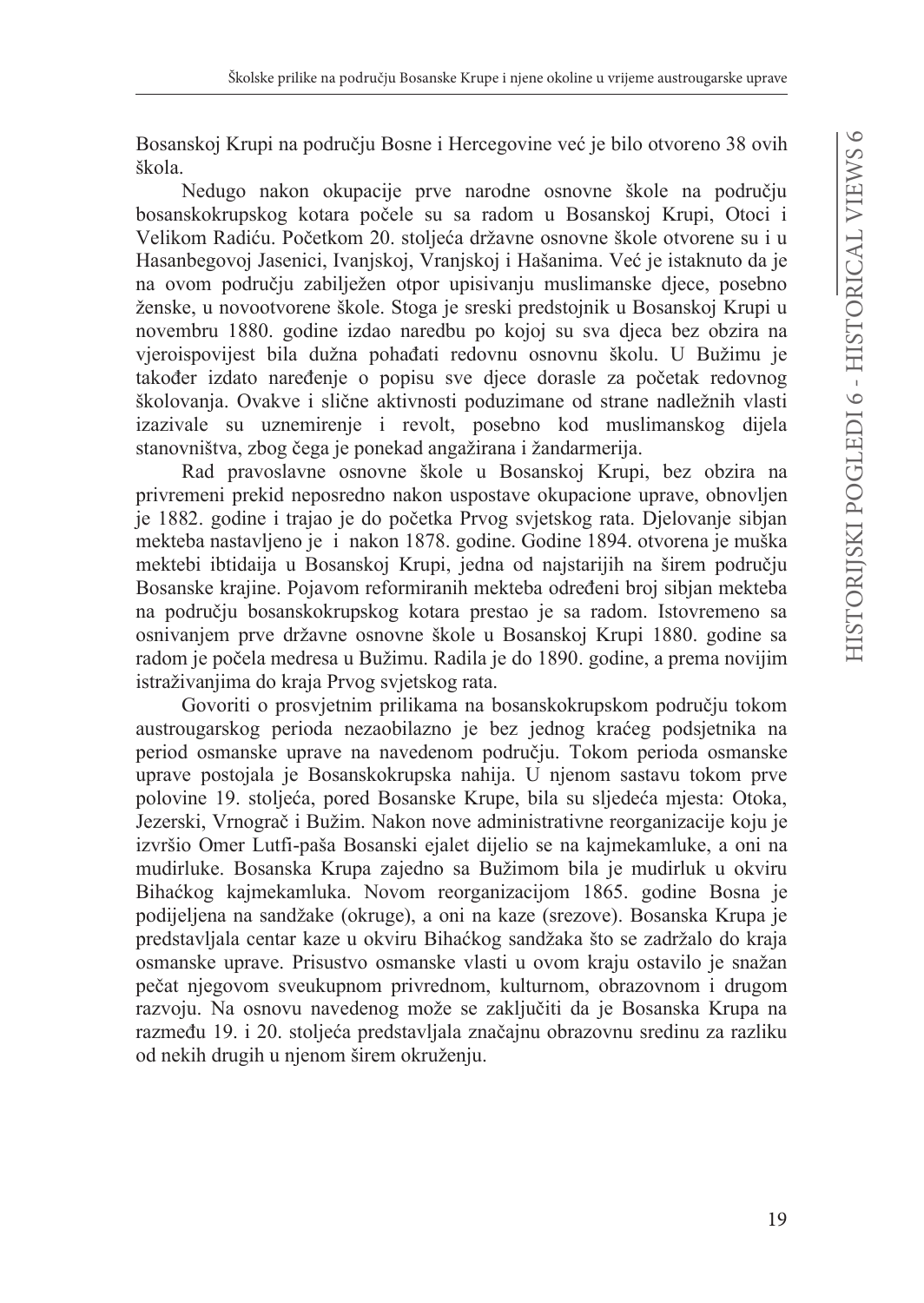Bosanskoj Krupi na području Bosne i Hercegovine već je bilo otvoreno 38 ovih škola.

Nedugo nakon okupacije prve narodne osnovne škole na području bosanskokrupskog kotara počele su sa radom u Bosanskoj Krupi, Otoci i Velikom Radiću. Početkom 20. stoljeća državne osnovne škole otvorene su i u Hasanbegovoj Jasenici, Ivanjskoj, Vranjskoj i Hašanima. Već je istaknuto da je na ovom području zabilježen otpor upisivanju muslimanske djece, posebno ženske, u novootvorene škole. Stoga je sreski predstojnik u Bosanskoj Krupi u novembru 1880. godine izdao naredbu po kojoj su sva djeca bez obzira na vjeroispovijest bila dužna pohađati redovnu osnovnu školu. U Bužimu je također izdato naređenje o popisu sve djece dorasle za početak redovnog školovanja. Ovakve i slične aktivnosti poduzimane od strane nadležnih vlasti izazivale su uznemirenje i revolt, posebno kod muslimanskog dijela stanovništva, zbog čega je ponekad angažirana i žandarmerija.

Rad pravoslavne osnovne škole u Bosanskoj Krupi, bez obzira na privremeni prekid neposredno nakon uspostave okupacione uprave, obnovljen je 1882. godine i trajao je do početka Prvog svjetskog rata. Djelovanje sibjan mekteba nastavljeno je i nakon 1878. godine. Godine 1894. otvorena je muška mektebi ibtidaija u Bosanskoj Krupi, jedna od najstarijih na širem području Bosanske krajine. Pojavom reformiranih mekteba određeni broj sibjan mekteba na području bosanskokrupskog kotara prestao je sa radom. Istovremeno sa osnivanjem prve državne osnovne škole u Bosanskoj Krupi 1880. godine sa radom je počela medresa u Bužimu. Radila je do 1890. godine, a prema novijim istraživanjima do kraja Prvog svjetskog rata.

Govoriti o prosvjetnim prilikama na bosanskokrupskom području tokom austrougarskog perioda nezaobilazno je bez jednog kraćeg podsjetnika na period osmanske uprave na navedenom području. Tokom perioda osmanske uprave postojala je Bosanskokrupska nahija. U njenom sastavu tokom prve polovine 19. stoljeća, pored Bosanske Krupe, bila su sljedeća mjesta: Otoka, Jezerski, Vrnograč i Bužim. Nakon nove administrativne reorganizacije koju je izvršio Omer Lutfi-paša Bosanski ejalet dijelio se na kajmekamluke, a oni na mudirluke. Bosanska Krupa zajedno sa Bužimom bila je mudirluk u okviru Bihaćkog kajmekamluka. Novom reorganizacijom 1865. godine Bosna je podijeljena na sandžake (okruge), a oni na kaze (srezove). Bosanska Krupa je predstavljala centar kaze u okviru Bihaćkog sandžaka što se zadržalo do kraja osmanske uprave. Prisustvo osmanske vlasti u ovom kraju ostavilo je snažan pečat njegovom sveukupnom privrednom, kulturnom, obrazovnom i drugom razvoju. Na osnovu navedenog može se zaključiti da je Bosanska Krupa na razmeđu 19. i 20. stoljeća predstavljala značajnu obrazovnu sredinu za razliku od nekih drugih u njenom širem okruženju.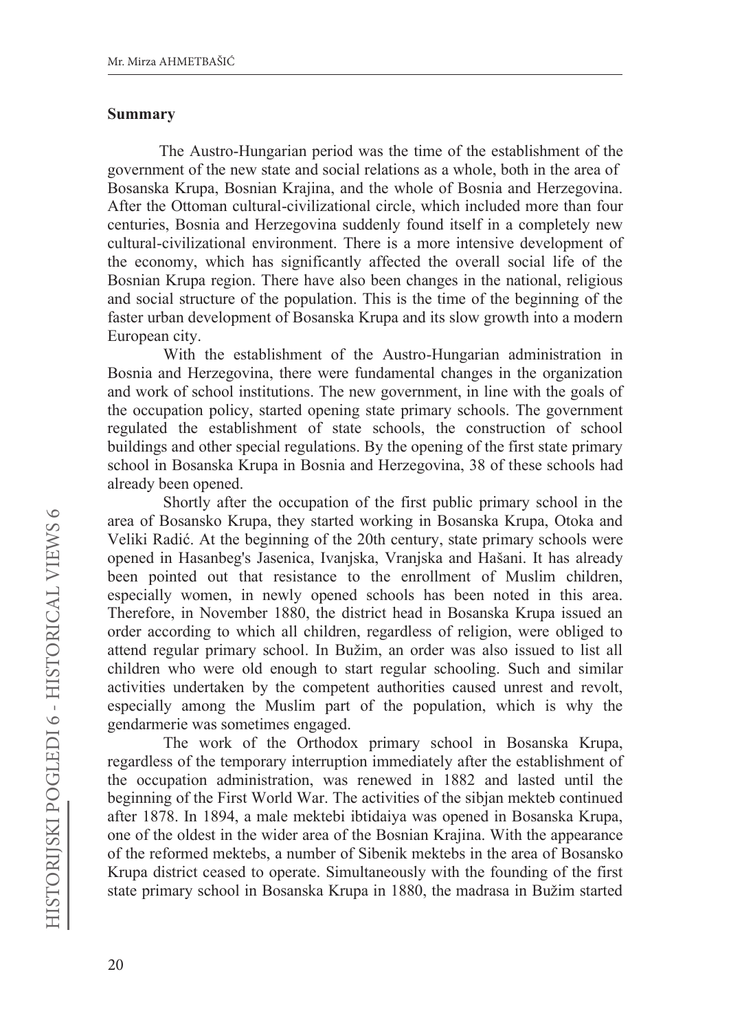## Summary

The Austro-Hungarian period was the time of the establishment of the government of the new state and social relations as a whole, both in the area of Bosanska Krupa, Bosnian Krajina, and the whole of Bosnia and Herzegovina. After the Ottoman cultural-civilizational circle, which included more than four centuries, Bosnia and Herzegovina suddenly found itself in a completely new cultural-civilizational environment. There is a more intensive development of the economy, which has significantly affected the overall social life of the Bosnian Krupa region. There have also been changes in the national, religious and social structure of the population. This is the time of the beginning of the faster urban development of Bosanska Krupa and its slow growth into a modern European city.

With the establishment of the Austro-Hungarian administration in Bosnia and Herzegovina, there were fundamental changes in the organization and work of school institutions. The new government, in line with the goals of the occupation policy, started opening state primary schools. The government regulated the establishment of state schools, the construction of school buildings and other special regulations. By the opening of the first state primary school in Bosanska Krupa in Bosnia and Herzegovina, 38 of these schools had already been opened.

Shortly after the occupation of the first public primary school in the area of Bosansko Krupa, they started working in Bosanska Krupa, Otoka and Veliki Radić. At the beginning of the 20th century, state primary schools were opened in Hasanbeg's Jasenica, Ivanjska, Vranjska and Hašani. It has already been pointed out that resistance to the enrollment of Muslim children, especially women, in newly opened schools has been noted in this area. Therefore, in November 1880, the district head in Bosanska Krupa issued an order according to which all children, regardless of religion, were obliged to attend regular primary school. In Bužim, an order was also issued to list all children who were old enough to start regular schooling. Such and similar activities undertaken by the competent authorities caused unrest and revolt, especially among the Muslim part of the population, which is why the gendarmerie was sometimes engaged.

The work of the Orthodox primary school in Bosanska Krupa, regardless of the temporary interruption immediately after the establishment of the occupation administration, was renewed in 1882 and lasted until the beginning of the First World War. The activities of the sibjan mekteb continued after 1878. In 1894, a male mektebi ibtidaiya was opened in Bosanska Krupa, one of the oldest in the wider area of the Bosnian Krajina. With the appearance of the reformed mektebs, a number of Sibenik mektebs in the area of Bosansko Krupa district ceased to operate. Simultaneously with the founding of the first state primary school in Bosanska Krupa in 1880, the madrasa in Bužim started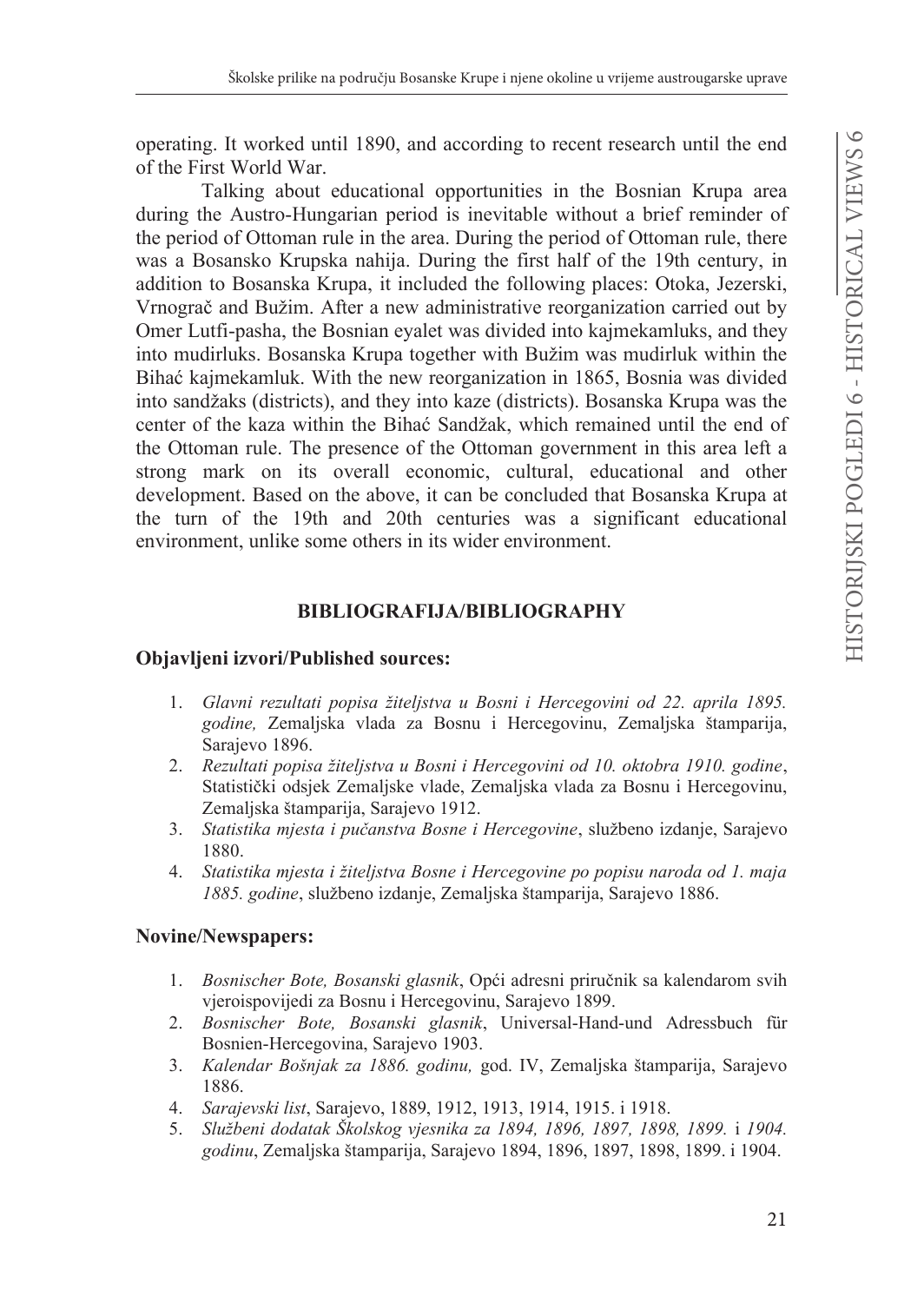operating. It worked until 1890, and according to recent research until the end of the First World War.

Talking about educational opportunities in the Bosnian Krupa area during the Austro-Hungarian period is inevitable without a brief reminder of the period of Ottoman rule in the area. During the period of Ottoman rule, there was a Bosansko Krupska nahija. During the first half of the 19th century, in addition to Bosanska Krupa, it included the following places: Otoka, Jezerski, Vrnograč and Bužim. After a new administrative reorganization carried out by Omer Lutfi-pasha, the Bosnian eyalet was divided into kajmekamluks, and they into mudirluks. Bosanska Krupa together with Bužim was mudirluk within the Bihać kajmekamluk. With the new reorganization in 1865, Bosnia was divided into sandžaks (districts), and they into kaze (districts). Bosanska Krupa was the center of the kaza within the Bihać Sandžak, which remained until the end of the Ottoman rule. The presence of the Ottoman government in this area left a strong mark on its overall economic, cultural, educational and other development. Based on the above, it can be concluded that Bosanska Krupa at the turn of the 19th and 20th centuries was a significant educational environment, unlike some others in its wider environment.

## BIBLIOGRAFIJA/BIBLIOGRAPHY

### Objavljeni izvori/Published sources:

1. *Glavni rezultati popisa žiteljstva u Bosni i Hercegovini od 22. aprila 1895. godine,* Zemaljska vlada za Bosnu i Hercegovinu, Zemaljska štamparija, Sarajevo 1896.
2. *Rezultati popisa žiteljstva u Bosni i Hercegovini od 10. oktobra 1910. godine*, Statistički odsjek Zemaljske vlade, Zemaljska vlada za Bosnu i Hercegovinu, Zemaljska štamparija, Sarajevo 1912.
3. *Statistika mjesta i pučanstva Bosne i Hercegovine*, službeno izdanje, Sarajevo 1880.
4. *Statistika mjesta i žiteljstva Bosne i Hercegovine po popisu naroda od 1. maja 1885. godine*, službeno izdanje, Zemaljska štamparija, Sarajevo 1886.

### Novine/Newspapers:

1. *Bosnischer Bote, Bosanski glasnik*, Opći adresni priručnik sa kalendarom svih vjeroispovijedi za Bosnu i Hercegovinu, Sarajevo 1899.
2. *Bosnischer Bote, Bosanski glasnik*, Universal-Hand-und Adressbuch für Bosnien-Hercegovina, Sarajevo 1903.
3. *Kalendar Bošnjak za 1886. godinu,* god. IV, Zemaljska štamparija, Sarajevo 1886.
4. *Sarajevski list*, Sarajevo, 1889, 1912, 1913, 1914, 1915. i 1918.
5. *Službeni dodatak Školskog vjesnika za 1894, 1896, 1897, 1898, 1899.* i *1904. godinu*, Zemaljska štamparija, Sarajevo 1894, 1896, 1897, 1898, 1899. i 1904.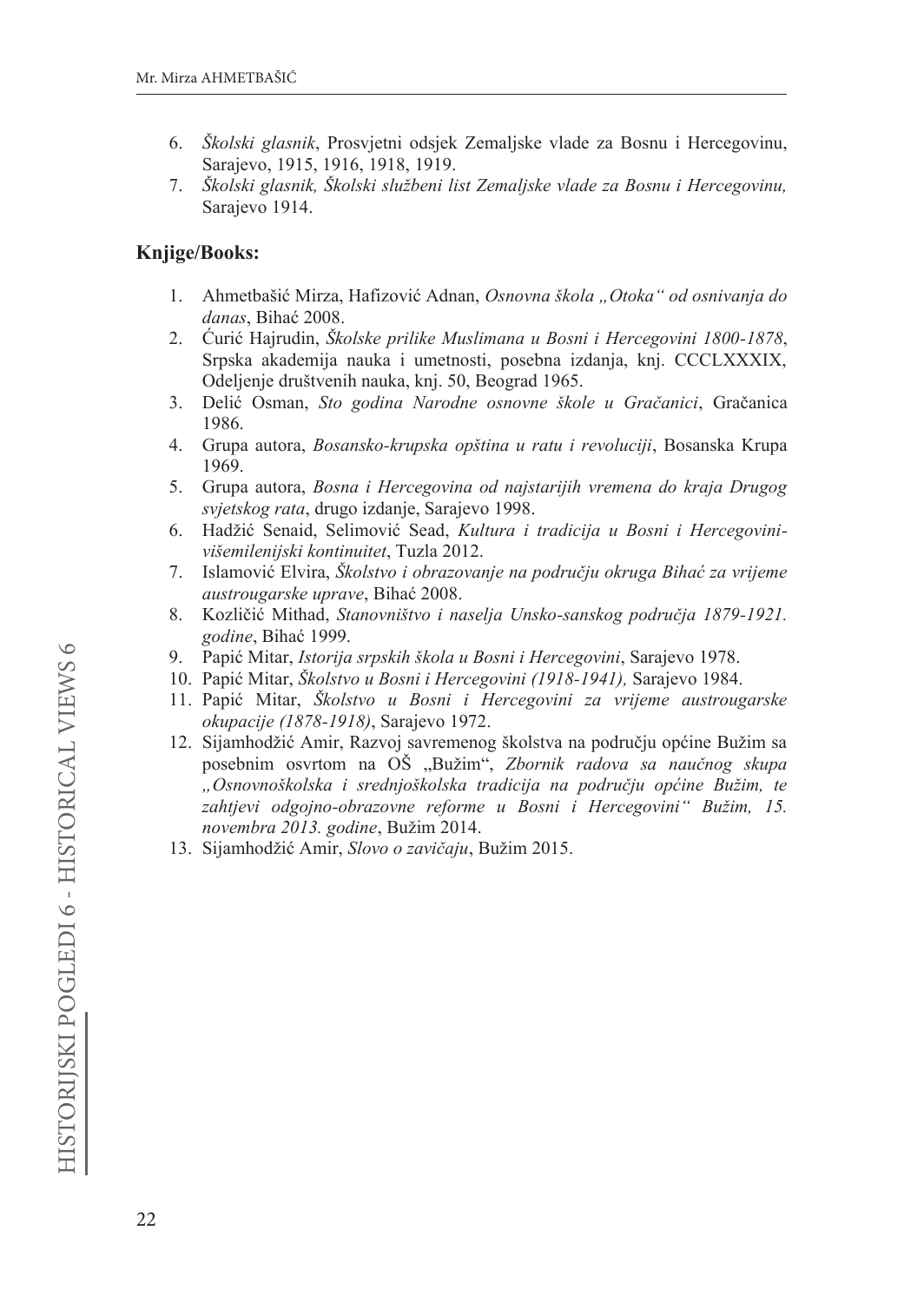6. *Školski glasnik*, Prosvjetni odsjek Zemaljske vlade za Bosnu i Hercegovinu, Sarajevo, 1915, 1916, 1918, 1919.
7. *Školski glasnik, Školski službeni list Zemaljske vlade za Bosnu i Hercegovinu,* Sarajevo 1914.

**Knjige/Books:**

1. Ahmetbašić Mirza, Hafizović Adnan, *Osnovna škola „Otoka" od osnivanja do danas*, Bihać 2008.
2. Ćurić Hajrudin, *Školske prilike Muslimana u Bosni i Hercegovini 1800-1878*, Srpska akademija nauka i umetnosti, posebna izdanja, knj. CCCLXXXIX, Odeljenje društvenih nauka, knj. 50, Beograd 1965.
3. Delić Osman, *Sto godina Narodne osnovne škole u Gračanici*, Gračanica 1986.
4. Grupa autora, *Bosansko-krupska opština u ratu i revoluciji*, Bosanska Krupa 1969.
5. Grupa autora, *Bosna i Hercegovina od najstarijih vremena do kraja Drugog svjetskog rata*, drugo izdanje, Sarajevo 1998.
6. Hadžić Senaid, Selimović Sead, *Kultura i tradicija u Bosni i Hercegovini-višemilenijski kontinuitet*, Tuzla 2012.
7. Islamović Elvira, *Školstvo i obrazovanje na području okruga Bihać za vrijeme austrougarske uprave*, Bihać 2008.
8. Kozličić Mithad, *Stanovništvo i naselja Unsko-sanskog područja 1879-1921. godine*, Bihać 1999.
9. Papić Mitar, *Istorija srpskih škola u Bosni i Hercegovini*, Sarajevo 1978.
10. Papić Mitar, *Školstvo u Bosni i Hercegovini (1918-1941),* Sarajevo 1984.
11. Papić Mitar, *Školstvo u Bosni i Hercegovini za vrijeme austrougarske okupacije (1878-1918)*, Sarajevo 1972.
12. Sijamhodžić Amir, Razvoj savremenog školstva na području općine Bužim sa posebnim osvrtom na OŠ „Bužim", *Zbornik radova sa naučnog skupa „Osnovnoškolska i srednjoškolska tradicija na području općine Bužim, te zahtjevi odgojno-obrazovne reforme u Bosni i Hercegovini" Bužim, 15. novembra 2013. godine*, Bužim 2014.
13. Sijamhodžić Amir, *Slovo o zavičaju*, Bužim 2015.